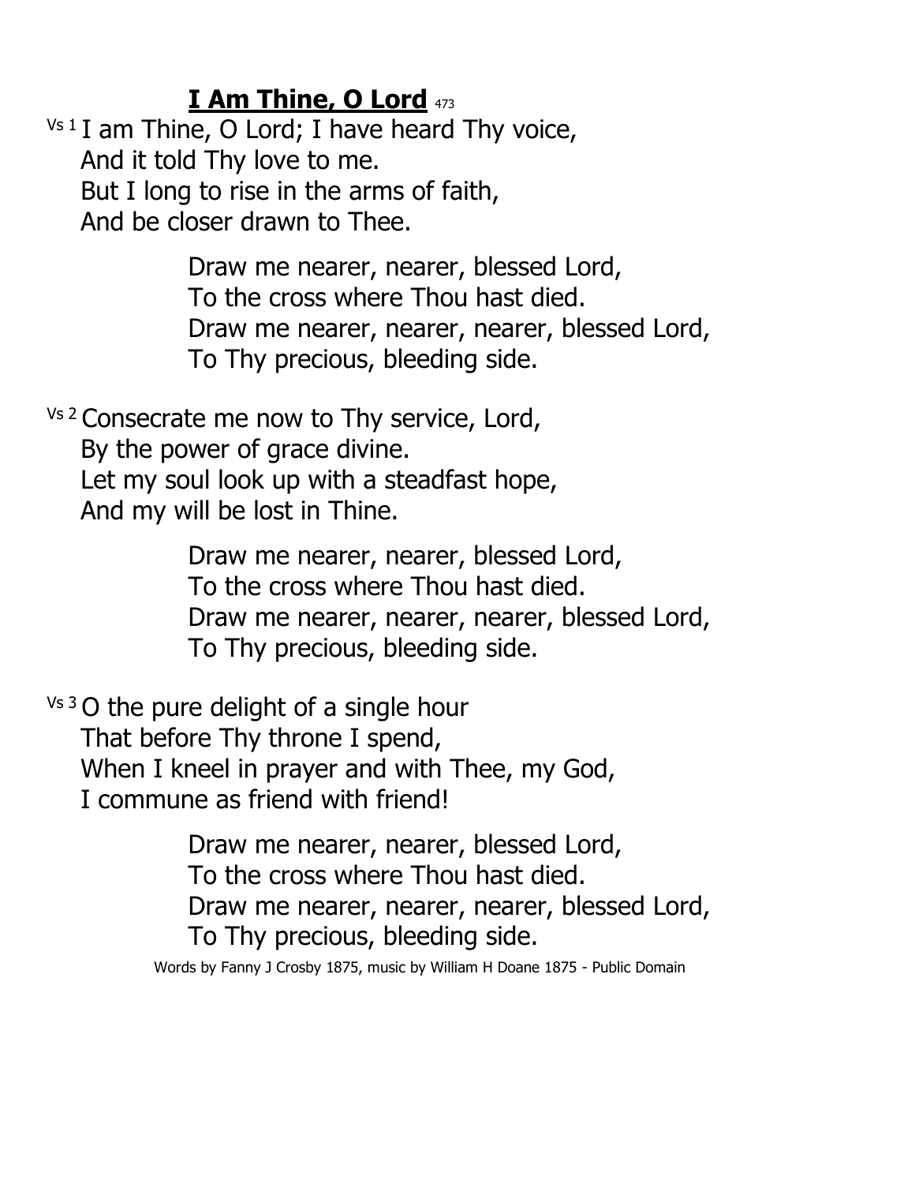# **I Am Thine, O Lord** 473

Vs 1 I am Thine, O Lord; I have heard Thy voice,
And it told Thy love to me.
But I long to rise in the arms of faith,
And be closer drawn to Thee.

> Draw me nearer, nearer, blessed Lord,
> To the cross where Thou hast died.
> Draw me nearer, nearer, nearer, blessed Lord,
> To Thy precious, bleeding side.

Vs 2 Consecrate me now to Thy service, Lord,
By the power of grace divine.
Let my soul look up with a steadfast hope,
And my will be lost in Thine.

> Draw me nearer, nearer, blessed Lord,
> To the cross where Thou hast died.
> Draw me nearer, nearer, nearer, blessed Lord,
> To Thy precious, bleeding side.

Vs 3 O the pure delight of a single hour
That before Thy throne I spend,
When I kneel in prayer and with Thee, my God,
I commune as friend with friend!

> Draw me nearer, nearer, blessed Lord,
> To the cross where Thou hast died.
> Draw me nearer, nearer, nearer, blessed Lord,
> To Thy precious, bleeding side.

Words by Fanny J Crosby 1875, music by William H Doane 1875 - Public Domain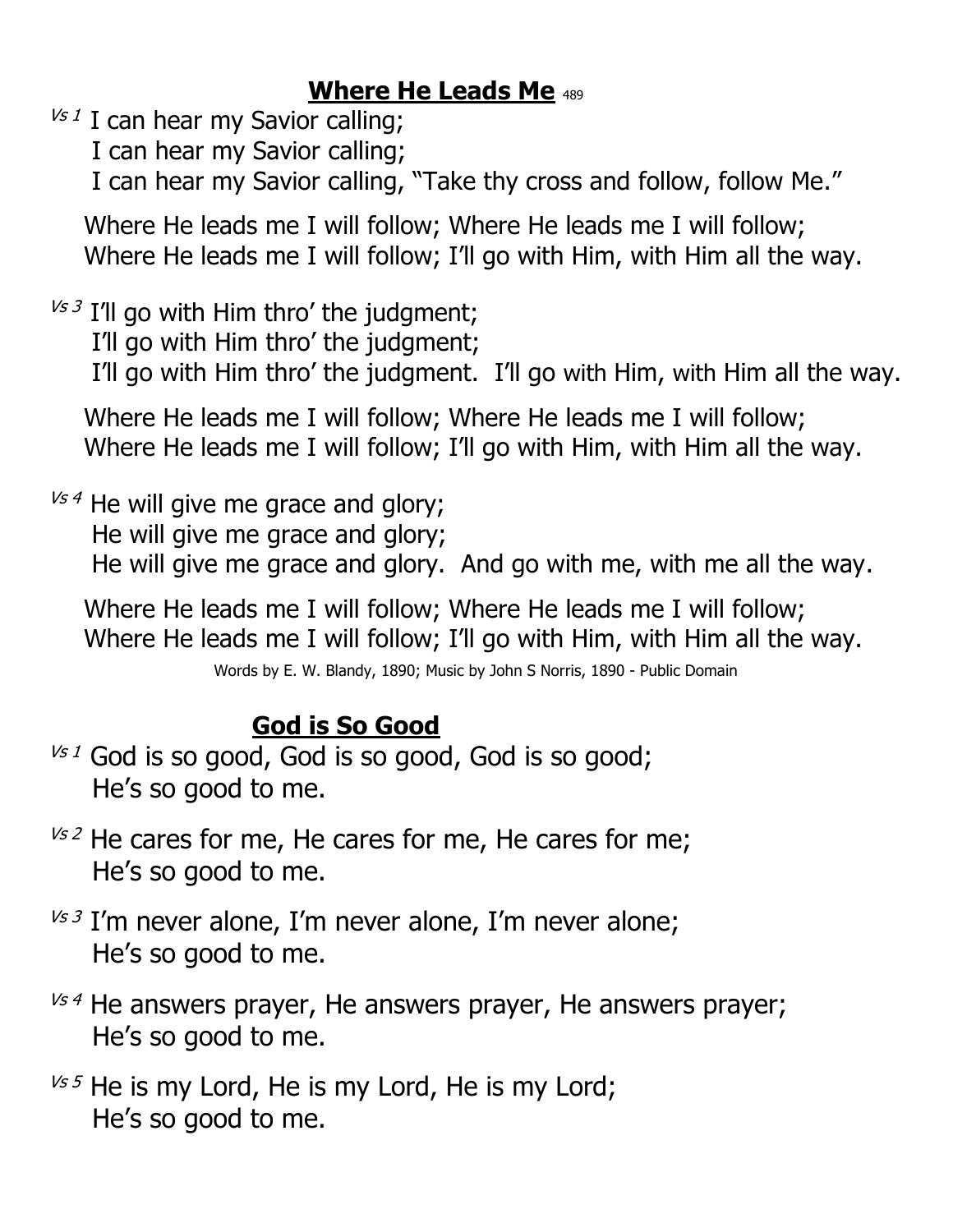## **Where He Leads Me** 489

*Vs 1* I can hear my Savior calling;
I can hear my Savior calling;
I can hear my Savior calling, "Take thy cross and follow, follow Me."

Where He leads me I will follow; Where He leads me I will follow;
Where He leads me I will follow; I'll go with Him, with Him all the way.

*Vs 3* I'll go with Him thro' the judgment;
I'll go with Him thro' the judgment;
I'll go with Him thro' the judgment. I'll go with Him, with Him all the way.

Where He leads me I will follow; Where He leads me I will follow;
Where He leads me I will follow; I'll go with Him, with Him all the way.

*Vs 4* He will give me grace and glory;
He will give me grace and glory;
He will give me grace and glory. And go with me, with me all the way.

Where He leads me I will follow; Where He leads me I will follow;
Where He leads me I will follow; I'll go with Him, with Him all the way.

Words by E. W. Blandy, 1890; Music by John S Norris, 1890 - Public Domain

## **God is So Good**

*Vs 1* God is so good, God is so good, God is so good;
He's so good to me.

*Vs 2* He cares for me, He cares for me, He cares for me;
He's so good to me.

*Vs 3* I'm never alone, I'm never alone, I'm never alone;
He's so good to me.

*Vs 4* He answers prayer, He answers prayer, He answers prayer;
He's so good to me.

*Vs 5* He is my Lord, He is my Lord, He is my Lord;
He's so good to me.